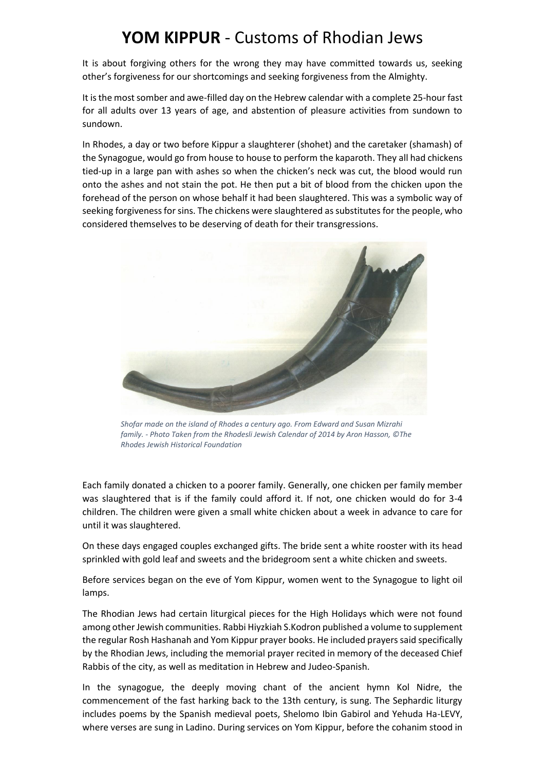# **YOM KIPPUR** - Customs of Rhodian Jews

It is about forgiving others for the wrong they may have committed towards us, seeking other's forgiveness for our shortcomings and seeking forgiveness from the Almighty.

It is the most somber and awe-filled day on the Hebrew calendar with a complete 25-hour fast for all adults over 13 years of age, and abstention of pleasure activities from sundown to sundown.

In Rhodes, a day or two before Kippur a slaughterer (shohet) and the caretaker (shamash) of the Synagogue, would go from house to house to perform the kaparoth. They all had chickens tied-up in a large pan with ashes so when the chicken's neck was cut, the blood would run onto the ashes and not stain the pot. He then put a bit of blood from the chicken upon the forehead of the person on whose behalf it had been slaughtered. This was a symbolic way of seeking forgiveness for sins. The chickens were slaughtered as substitutes for the people, who considered themselves to be deserving of death for their transgressions.

*Shofar made on the island of Rhodes a century ago. From Edward and Susan Mizrahi family. - Photo Taken from the Rhodesli Jewish Calendar of 2014 by Aron Hasson, ©The Rhodes Jewish Historical Foundation*

Each family donated a chicken to a poorer family. Generally, one chicken per family member was slaughtered that is if the family could afford it. If not, one chicken would do for 3-4 children. The children were given a small white chicken about a week in advance to care for until it was slaughtered.

On these days engaged couples exchanged gifts. The bride sent a white rooster with its head sprinkled with gold leaf and sweets and the bridegroom sent a white chicken and sweets.

Before services began on the eve of Yom Kippur, women went to the Synagogue to light oil lamps.

The Rhodian Jews had certain liturgical pieces for the High Holidays which were not found among other Jewish communities. Rabbi Hiyzkiah S.Kodron published a volume to supplement the regular Rosh Hashanah and Yom Kippur prayer books. He included prayers said specifically by the Rhodian Jews, including the memorial prayer recited in memory of the deceased Chief Rabbis of the city, as well as meditation in Hebrew and Judeo-Spanish.

In the synagogue, the deeply moving chant of the ancient hymn Kol Nidre, the commencement of the fast harking back to the 13th century, is sung. The Sephardic liturgy includes poems by the Spanish medieval poets, Shelomo Ibin Gabirol and Yehuda Ha-LEVY, where verses are sung in Ladino. During services on Yom Kippur, before the cohanim stood in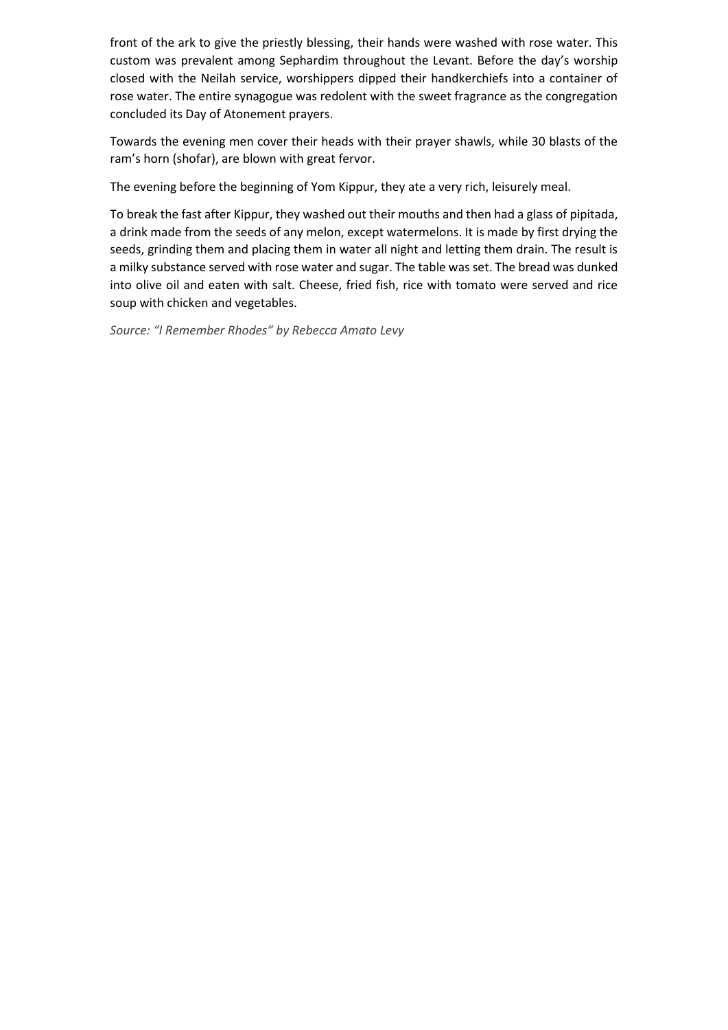front of the ark to give the priestly blessing, their hands were washed with rose water. This custom was prevalent among Sephardim throughout the Levant. Before the day's worship closed with the Neilah service, worshippers dipped their handkerchiefs into a container of rose water. The entire synagogue was redolent with the sweet fragrance as the congregation concluded its Day of Atonement prayers.

Towards the evening men cover their heads with their prayer shawls, while 30 blasts of the ram's horn (shofar), are blown with great fervor.

The evening before the beginning of Yom Kippur, they ate a very rich, leisurely meal.

To break the fast after Kippur, they washed out their mouths and then had a glass of pipitada, a drink made from the seeds of any melon, except watermelons. It is made by first drying the seeds, grinding them and placing them in water all night and letting them drain. The result is a milky substance served with rose water and sugar. The table was set. The bread was dunked into olive oil and eaten with salt. Cheese, fried fish, rice with tomato were served and rice soup with chicken and vegetables.

*Source: "I Remember Rhodes" by Rebecca Amato Levy*